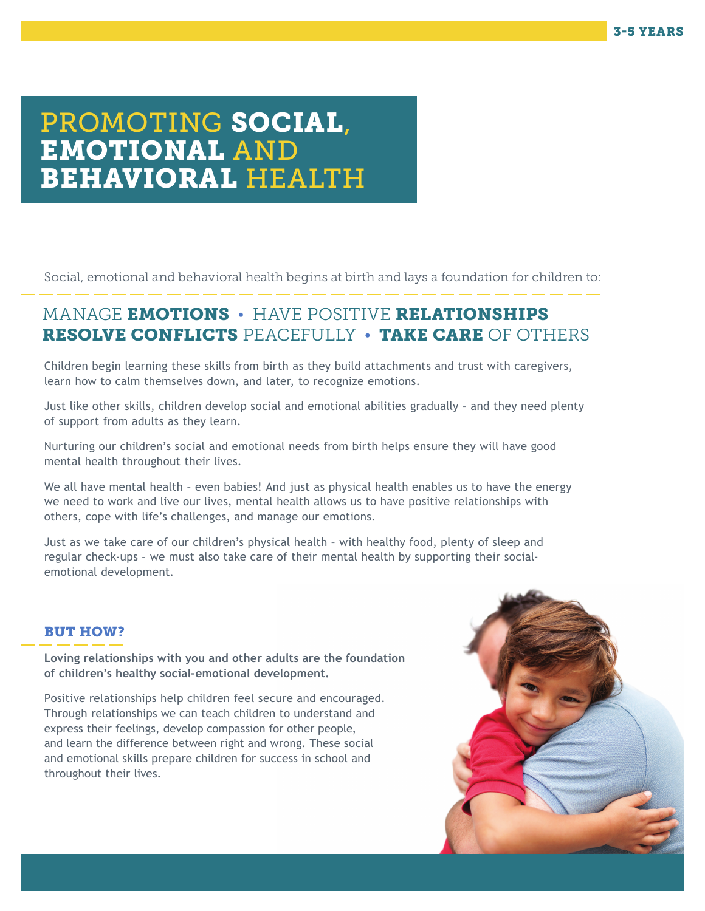3-5 YEARS

# PROMOTING **SOCIAL, EMOTIONAL** AND **BEHAVIORAL** HEALTH

Social, emotional and behavioral health begins at birth and lays a foundation for children to:

## MANAGE **EMOTIONS** • HAVE POSITIVE **RELATIONSHIPS** **RESOLVE CONFLICTS** PEACEFULLY • **TAKE CARE** OF OTHERS

Children begin learning these skills from birth as they build attachments and trust with caregivers, learn how to calm themselves down, and later, to recognize emotions.

Just like other skills, children develop social and emotional abilities gradually – and they need plenty of support from adults as they learn.

Nurturing our children's social and emotional needs from birth helps ensure they will have good mental health throughout their lives.

We all have mental health – even babies! And just as physical health enables us to have the energy we need to work and live our lives, mental health allows us to have positive relationships with others, cope with life's challenges, and manage our emotions.

Just as we take care of our children's physical health – with healthy food, plenty of sleep and regular check-ups – we must also take care of their mental health by supporting their social-emotional development.

## BUT HOW?

**Loving relationships with you and other adults are the foundation of children's healthy social-emotional development.**

Positive relationships help children feel secure and encouraged. Through relationships we can teach children to understand and express their feelings, develop compassion for other people, and learn the difference between right and wrong. These social and emotional skills prepare children for success in school and throughout their lives.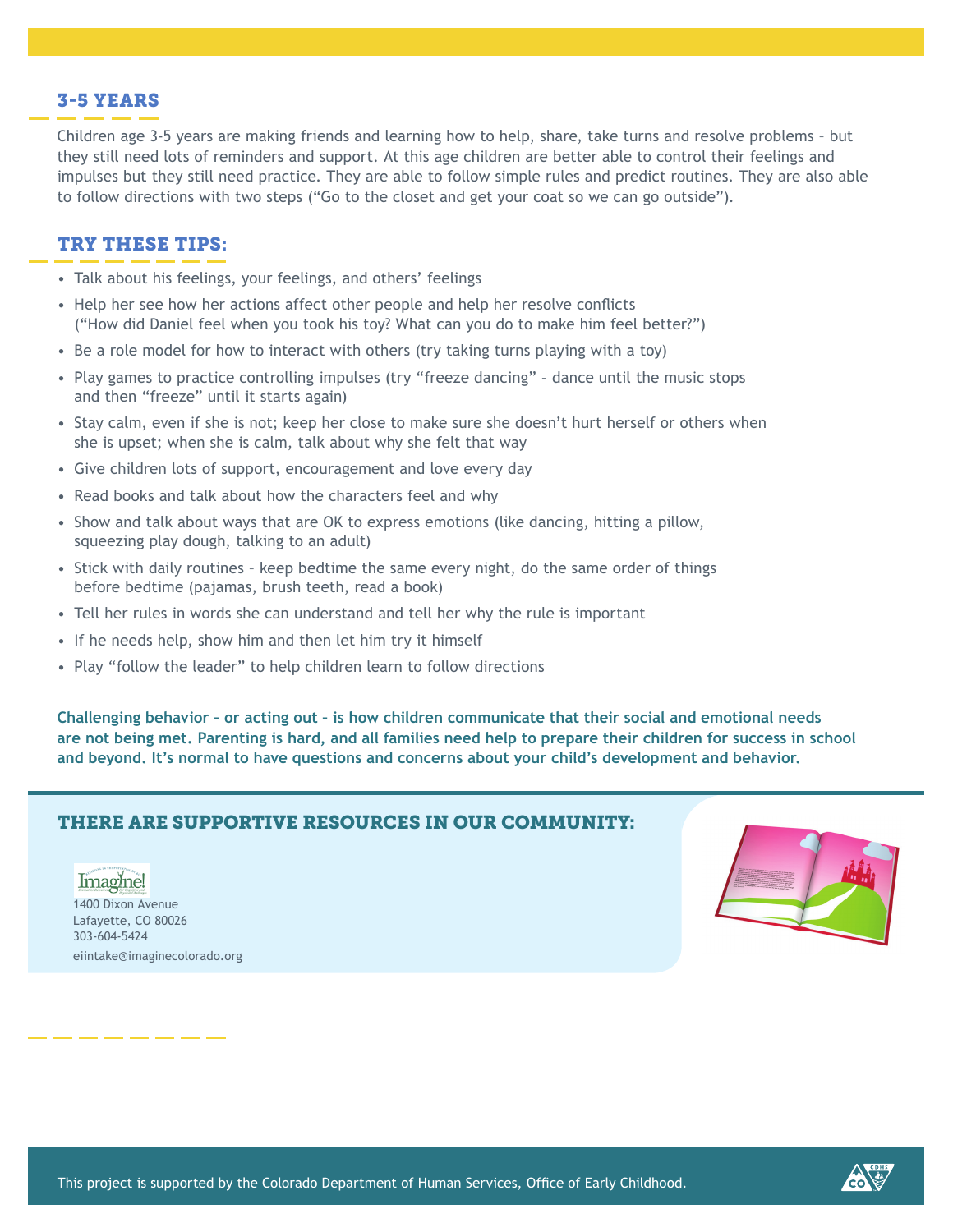## 3-5 YEARS

Children age 3-5 years are making friends and learning how to help, share, take turns and resolve problems – but they still need lots of reminders and support. At this age children are better able to control their feelings and impulses but they still need practice. They are able to follow simple rules and predict routines. They are also able to follow directions with two steps ("Go to the closet and get your coat so we can go outside").

## TRY THESE TIPS:

- Talk about his feelings, your feelings, and others' feelings
- Help her see how her actions affect other people and help her resolve conflicts ("How did Daniel feel when you took his toy? What can you do to make him feel better?")
- Be a role model for how to interact with others (try taking turns playing with a toy)
- Play games to practice controlling impulses (try "freeze dancing" – dance until the music stops and then "freeze" until it starts again)
- Stay calm, even if she is not; keep her close to make sure she doesn't hurt herself or others when she is upset; when she is calm, talk about why she felt that way
- Give children lots of support, encouragement and love every day
- Read books and talk about how the characters feel and why
- Show and talk about ways that are OK to express emotions (like dancing, hitting a pillow, squeezing play dough, talking to an adult)
- Stick with daily routines – keep bedtime the same every night, do the same order of things before bedtime (pajamas, brush teeth, read a book)
- Tell her rules in words she can understand and tell her why the rule is important
- If he needs help, show him and then let him try it himself
- Play "follow the leader" to help children learn to follow directions

**Challenging behavior – or acting out – is how children communicate that their social and emotional needs are not being met. Parenting is hard, and all families need help to prepare their children for success in school and beyond. It's normal to have questions and concerns about your child's development and behavior.**

## THERE ARE SUPPORTIVE RESOURCES IN OUR COMMUNITY:

Imagine!
1400 Dixon Avenue
Lafayette, CO 80026
303-604-5424
eiintake@imaginecolorado.org

This project is supported by the Colorado Department of Human Services, Office of Early Childhood.